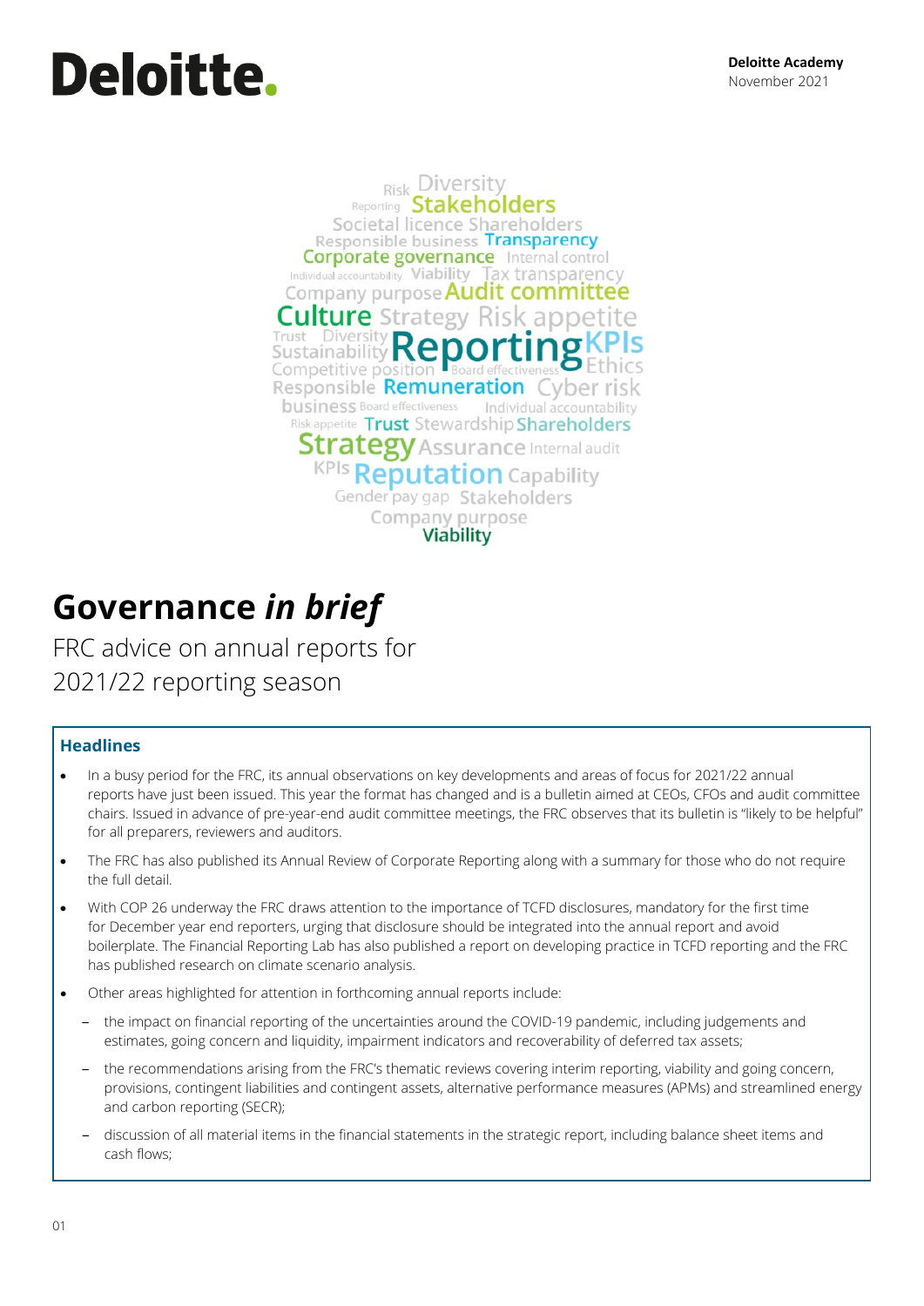Deloitte.

**Deloitte Academy**
November 2021

# Governance *in brief*

FRC advice on annual reports for 2021/22 reporting season

## Headlines

- In a busy period for the FRC, its annual observations on key developments and areas of focus for 2021/22 annual reports have just been issued. This year the format has changed and is a bulletin aimed at CEOs, CFOs and audit committee chairs. Issued in advance of pre-year-end audit committee meetings, the FRC observes that its bulletin is "likely to be helpful" for all preparers, reviewers and auditors.
- The FRC has also published its Annual Review of Corporate Reporting along with a summary for those who do not require the full detail.
- With COP 26 underway the FRC draws attention to the importance of TCFD disclosures, mandatory for the first time for December year end reporters, urging that disclosure should be integrated into the annual report and avoid boilerplate. The Financial Reporting Lab has also published a report on developing practice in TCFD reporting and the FRC has published research on climate scenario analysis.
- Other areas highlighted for attention in forthcoming annual reports include:
  - the impact on financial reporting of the uncertainties around the COVID-19 pandemic, including judgements and estimates, going concern and liquidity, impairment indicators and recoverability of deferred tax assets;
  - the recommendations arising from the FRC's thematic reviews covering interim reporting, viability and going concern, provisions, contingent liabilities and contingent assets, alternative performance measures (APMs) and streamlined energy and carbon reporting (SECR);
  - discussion of all material items in the financial statements in the strategic report, including balance sheet items and cash flows;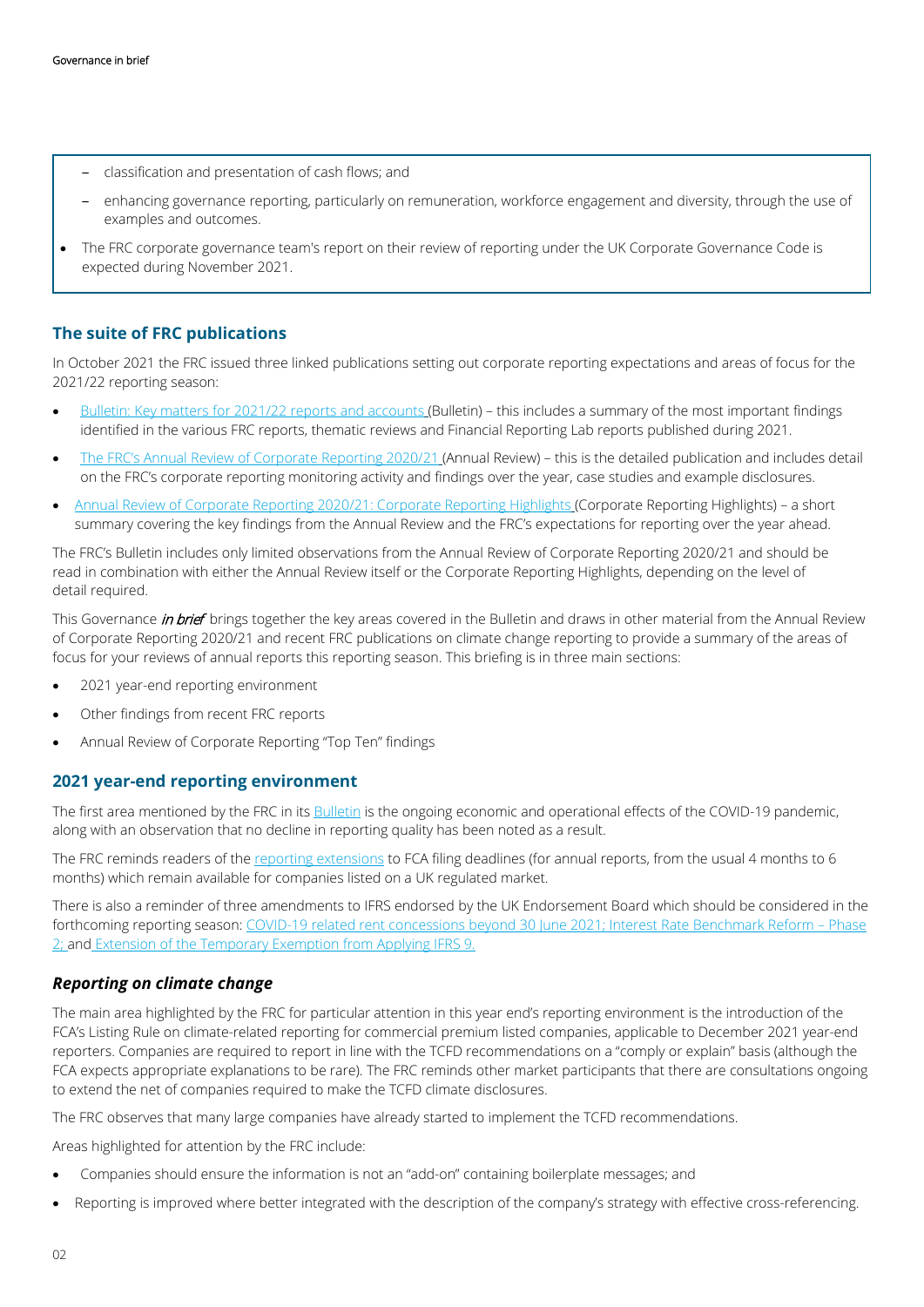- classification and presentation of cash flows; and
  - enhancing governance reporting, particularly on remuneration, workforce engagement and diversity, through the use of examples and outcomes.
- The FRC corporate governance team's report on their review of reporting under the UK Corporate Governance Code is expected during November 2021.

## The suite of FRC publications

In October 2021 the FRC issued three linked publications setting out corporate reporting expectations and areas of focus for the 2021/22 reporting season:

- Bulletin: Key matters for 2021/22 reports and accounts (Bulletin) – this includes a summary of the most important findings identified in the various FRC reports, thematic reviews and Financial Reporting Lab reports published during 2021.
- The FRC's Annual Review of Corporate Reporting 2020/21 (Annual Review) – this is the detailed publication and includes detail on the FRC's corporate reporting monitoring activity and findings over the year, case studies and example disclosures.
- Annual Review of Corporate Reporting 2020/21: Corporate Reporting Highlights (Corporate Reporting Highlights) – a short summary covering the key findings from the Annual Review and the FRC's expectations for reporting over the year ahead.

The FRC's Bulletin includes only limited observations from the Annual Review of Corporate Reporting 2020/21 and should be read in combination with either the Annual Review itself or the Corporate Reporting Highlights, depending on the level of detail required.

This Governance *in brief* brings together the key areas covered in the Bulletin and draws in other material from the Annual Review of Corporate Reporting 2020/21 and recent FRC publications on climate change reporting to provide a summary of the areas of focus for your reviews of annual reports this reporting season. This briefing is in three main sections:

- 2021 year-end reporting environment
- Other findings from recent FRC reports
- Annual Review of Corporate Reporting "Top Ten" findings

## 2021 year-end reporting environment

The first area mentioned by the FRC in its Bulletin is the ongoing economic and operational effects of the COVID-19 pandemic, along with an observation that no decline in reporting quality has been noted as a result.

The FRC reminds readers of the reporting extensions to FCA filing deadlines (for annual reports, from the usual 4 months to 6 months) which remain available for companies listed on a UK regulated market.

There is also a reminder of three amendments to IFRS endorsed by the UK Endorsement Board which should be considered in the forthcoming reporting season: COVID-19 related rent concessions beyond 30 June 2021; Interest Rate Benchmark Reform – Phase 2; and Extension of the Temporary Exemption from Applying IFRS 9.

### *Reporting on climate change*

The main area highlighted by the FRC for particular attention in this year end's reporting environment is the introduction of the FCA's Listing Rule on climate-related reporting for commercial premium listed companies, applicable to December 2021 year-end reporters. Companies are required to report in line with the TCFD recommendations on a "comply or explain" basis (although the FCA expects appropriate explanations to be rare). The FRC reminds other market participants that there are consultations ongoing to extend the net of companies required to make the TCFD climate disclosures.

The FRC observes that many large companies have already started to implement the TCFD recommendations.

Areas highlighted for attention by the FRC include:

- Companies should ensure the information is not an "add-on" containing boilerplate messages; and
- Reporting is improved where better integrated with the description of the company's strategy with effective cross-referencing.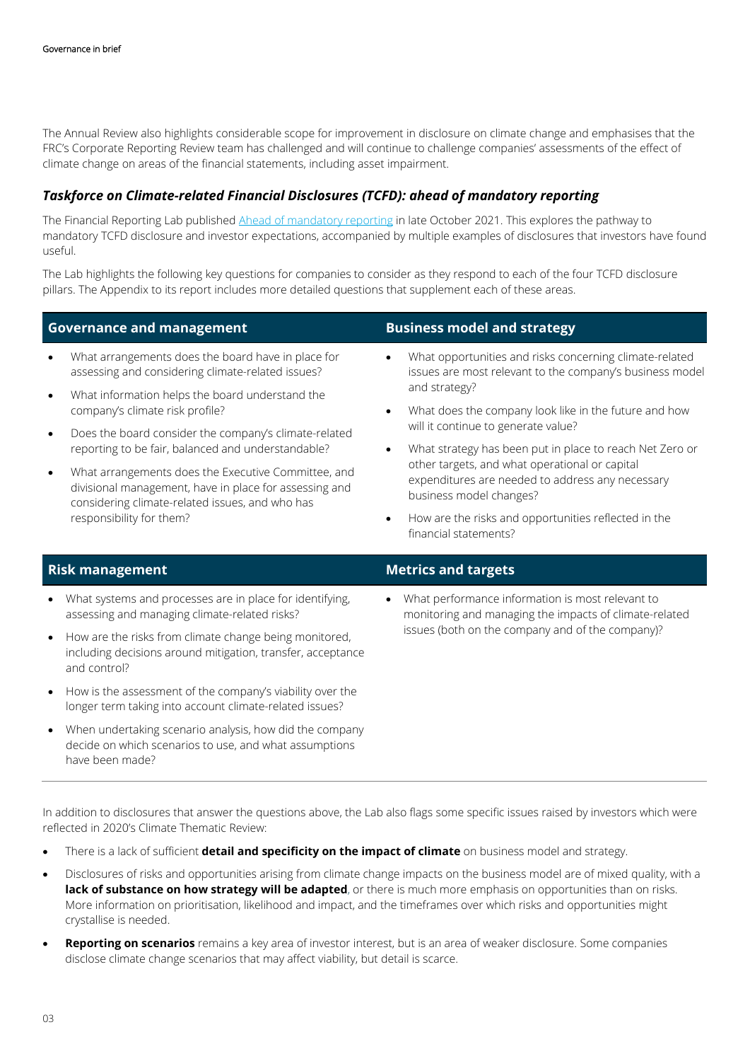The Annual Review also highlights considerable scope for improvement in disclosure on climate change and emphasises that the FRC's Corporate Reporting Review team has challenged and will continue to challenge companies' assessments of the effect of climate change on areas of the financial statements, including asset impairment.

### *Taskforce on Climate-related Financial Disclosures (TCFD): ahead of mandatory reporting*

The Financial Reporting Lab published [Ahead of mandatory reporting]() in late October 2021. This explores the pathway to mandatory TCFD disclosure and investor expectations, accompanied by multiple examples of disclosures that investors have found useful.

The Lab highlights the following key questions for companies to consider as they respond to each of the four TCFD disclosure pillars. The Appendix to its report includes more detailed questions that supplement each of these areas.

#### Governance and management

- What arrangements does the board have in place for assessing and considering climate-related issues?
- What information helps the board understand the company's climate risk profile?
- Does the board consider the company's climate-related reporting to be fair, balanced and understandable?
- What arrangements does the Executive Committee, and divisional management, have in place for assessing and considering climate-related issues, and who has responsibility for them?

#### Business model and strategy

- What opportunities and risks concerning climate-related issues are most relevant to the company's business model and strategy?
- What does the company look like in the future and how will it continue to generate value?
- What strategy has been put in place to reach Net Zero or other targets, and what operational or capital expenditures are needed to address any necessary business model changes?
- How are the risks and opportunities reflected in the financial statements?

#### Risk management

- What systems and processes are in place for identifying, assessing and managing climate-related risks?
- How are the risks from climate change being monitored, including decisions around mitigation, transfer, acceptance and control?
- How is the assessment of the company's viability over the longer term taking into account climate-related issues?
- When undertaking scenario analysis, how did the company decide on which scenarios to use, and what assumptions have been made?

#### Metrics and targets

- What performance information is most relevant to monitoring and managing the impacts of climate-related issues (both on the company and of the company)?

In addition to disclosures that answer the questions above, the Lab also flags some specific issues raised by investors which were reflected in 2020's Climate Thematic Review:

- There is a lack of sufficient **detail and specificity on the impact of climate** on business model and strategy.
- Disclosures of risks and opportunities arising from climate change impacts on the business model are of mixed quality, with a **lack of substance on how strategy will be adapted**, or there is much more emphasis on opportunities than on risks. More information on prioritisation, likelihood and impact, and the timeframes over which risks and opportunities might crystallise is needed.
- **Reporting on scenarios** remains a key area of investor interest, but is an area of weaker disclosure. Some companies disclose climate change scenarios that may affect viability, but detail is scarce.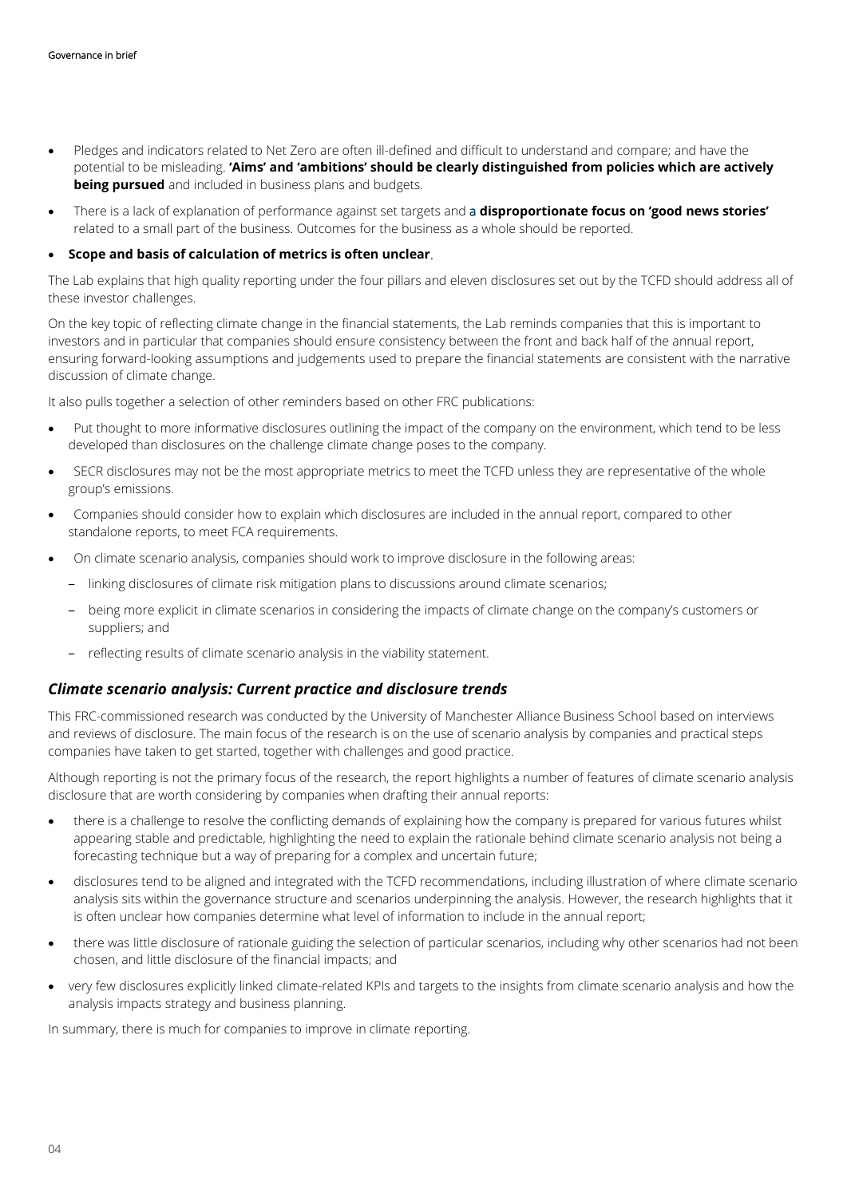- Pledges and indicators related to Net Zero are often ill-defined and difficult to understand and compare; and have the potential to be misleading. **'Aims' and 'ambitions' should be clearly distinguished from policies which are actively being pursued** and included in business plans and budgets.
- There is a lack of explanation of performance against set targets and a **disproportionate focus on 'good news stories'** related to a small part of the business. Outcomes for the business as a whole should be reported.
- **Scope and basis of calculation of metrics is often unclear**.

The Lab explains that high quality reporting under the four pillars and eleven disclosures set out by the TCFD should address all of these investor challenges.

On the key topic of reflecting climate change in the financial statements, the Lab reminds companies that this is important to investors and in particular that companies should ensure consistency between the front and back half of the annual report, ensuring forward-looking assumptions and judgements used to prepare the financial statements are consistent with the narrative discussion of climate change.

It also pulls together a selection of other reminders based on other FRC publications:

- Put thought to more informative disclosures outlining the impact of the company on the environment, which tend to be less developed than disclosures on the challenge climate change poses to the company.
- SECR disclosures may not be the most appropriate metrics to meet the TCFD unless they are representative of the whole group's emissions.
- Companies should consider how to explain which disclosures are included in the annual report, compared to other standalone reports, to meet FCA requirements.
- On climate scenario analysis, companies should work to improve disclosure in the following areas:
  - linking disclosures of climate risk mitigation plans to discussions around climate scenarios;
  - being more explicit in climate scenarios in considering the impacts of climate change on the company's customers or suppliers; and
  - reflecting results of climate scenario analysis in the viability statement.

### *Climate scenario analysis: Current practice and disclosure trends*

This FRC-commissioned research was conducted by the University of Manchester Alliance Business School based on interviews and reviews of disclosure. The main focus of the research is on the use of scenario analysis by companies and practical steps companies have taken to get started, together with challenges and good practice.

Although reporting is not the primary focus of the research, the report highlights a number of features of climate scenario analysis disclosure that are worth considering by companies when drafting their annual reports:

- there is a challenge to resolve the conflicting demands of explaining how the company is prepared for various futures whilst appearing stable and predictable, highlighting the need to explain the rationale behind climate scenario analysis not being a forecasting technique but a way of preparing for a complex and uncertain future;
- disclosures tend to be aligned and integrated with the TCFD recommendations, including illustration of where climate scenario analysis sits within the governance structure and scenarios underpinning the analysis. However, the research highlights that it is often unclear how companies determine what level of information to include in the annual report;
- there was little disclosure of rationale guiding the selection of particular scenarios, including why other scenarios had not been chosen, and little disclosure of the financial impacts; and
- very few disclosures explicitly linked climate-related KPIs and targets to the insights from climate scenario analysis and how the analysis impacts strategy and business planning.

In summary, there is much for companies to improve in climate reporting.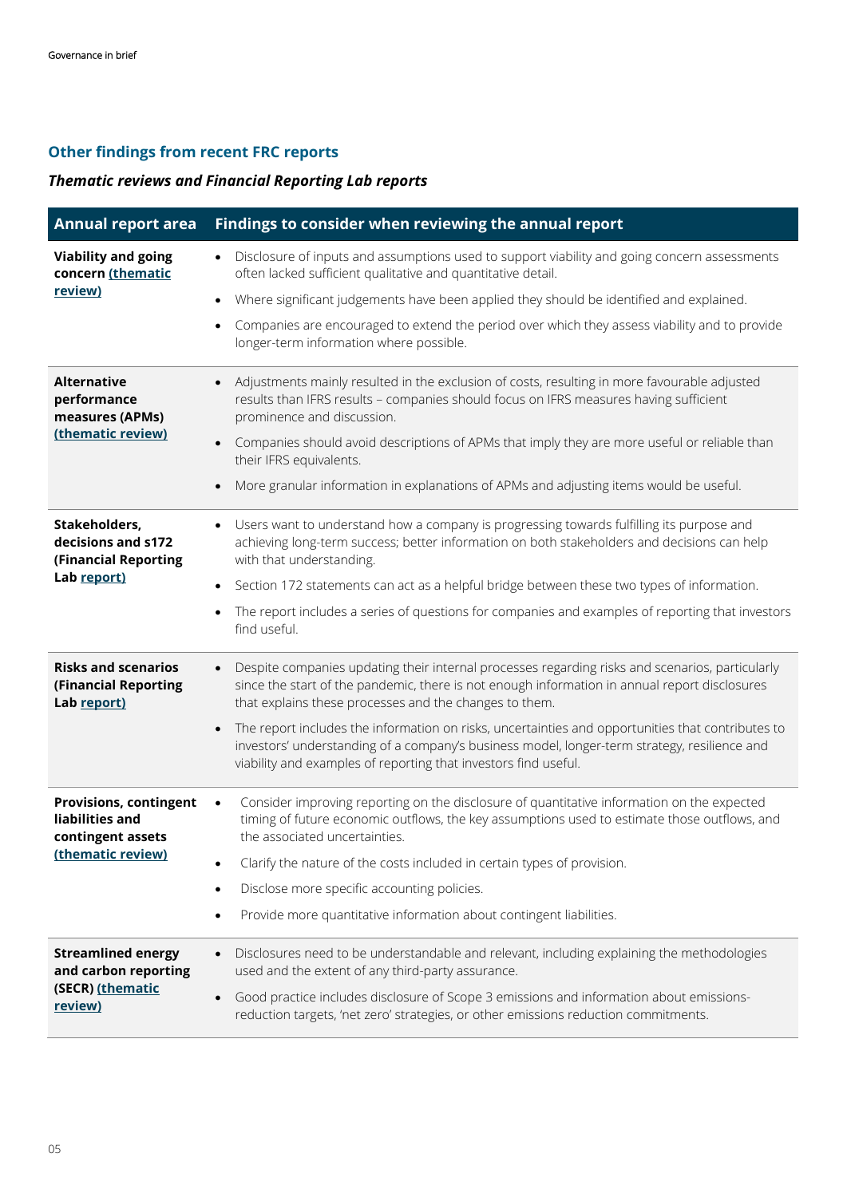## Other findings from recent FRC reports

### *Thematic reviews and Financial Reporting Lab reports*

| Annual report area | Findings to consider when reviewing the annual report |
|---|---|
| **Viability and going concern (thematic review)** | • Disclosure of inputs and assumptions used to support viability and going concern assessments often lacked sufficient qualitative and quantitative detail.<br>• Where significant judgements have been applied they should be identified and explained.<br>• Companies are encouraged to extend the period over which they assess viability and to provide longer-term information where possible. |
| **Alternative performance measures (APMs) (thematic review)** | • Adjustments mainly resulted in the exclusion of costs, resulting in more favourable adjusted results than IFRS results – companies should focus on IFRS measures having sufficient prominence and discussion.<br>• Companies should avoid descriptions of APMs that imply they are more useful or reliable than their IFRS equivalents.<br>• More granular information in explanations of APMs and adjusting items would be useful. |
| **Stakeholders, decisions and s172 (Financial Reporting Lab report)** | • Users want to understand how a company is progressing towards fulfilling its purpose and achieving long-term success; better information on both stakeholders and decisions can help with that understanding.<br>• Section 172 statements can act as a helpful bridge between these two types of information.<br>• The report includes a series of questions for companies and examples of reporting that investors find useful. |
| **Risks and scenarios (Financial Reporting Lab report)** | • Despite companies updating their internal processes regarding risks and scenarios, particularly since the start of the pandemic, there is not enough information in annual report disclosures that explains these processes and the changes to them.<br>• The report includes the information on risks, uncertainties and opportunities that contributes to investors' understanding of a company's business model, longer-term strategy, resilience and viability and examples of reporting that investors find useful. |
| **Provisions, contingent liabilities and contingent assets (thematic review)** | • Consider improving reporting on the disclosure of quantitative information on the expected timing of future economic outflows, the key assumptions used to estimate those outflows, and the associated uncertainties.<br>• Clarify the nature of the costs included in certain types of provision.<br>• Disclose more specific accounting policies.<br>• Provide more quantitative information about contingent liabilities. |
| **Streamlined energy and carbon reporting (SECR) (thematic review)** | • Disclosures need to be understandable and relevant, including explaining the methodologies used and the extent of any third-party assurance.<br>• Good practice includes disclosure of Scope 3 emissions and information about emissions-reduction targets, 'net zero' strategies, or other emissions reduction commitments. |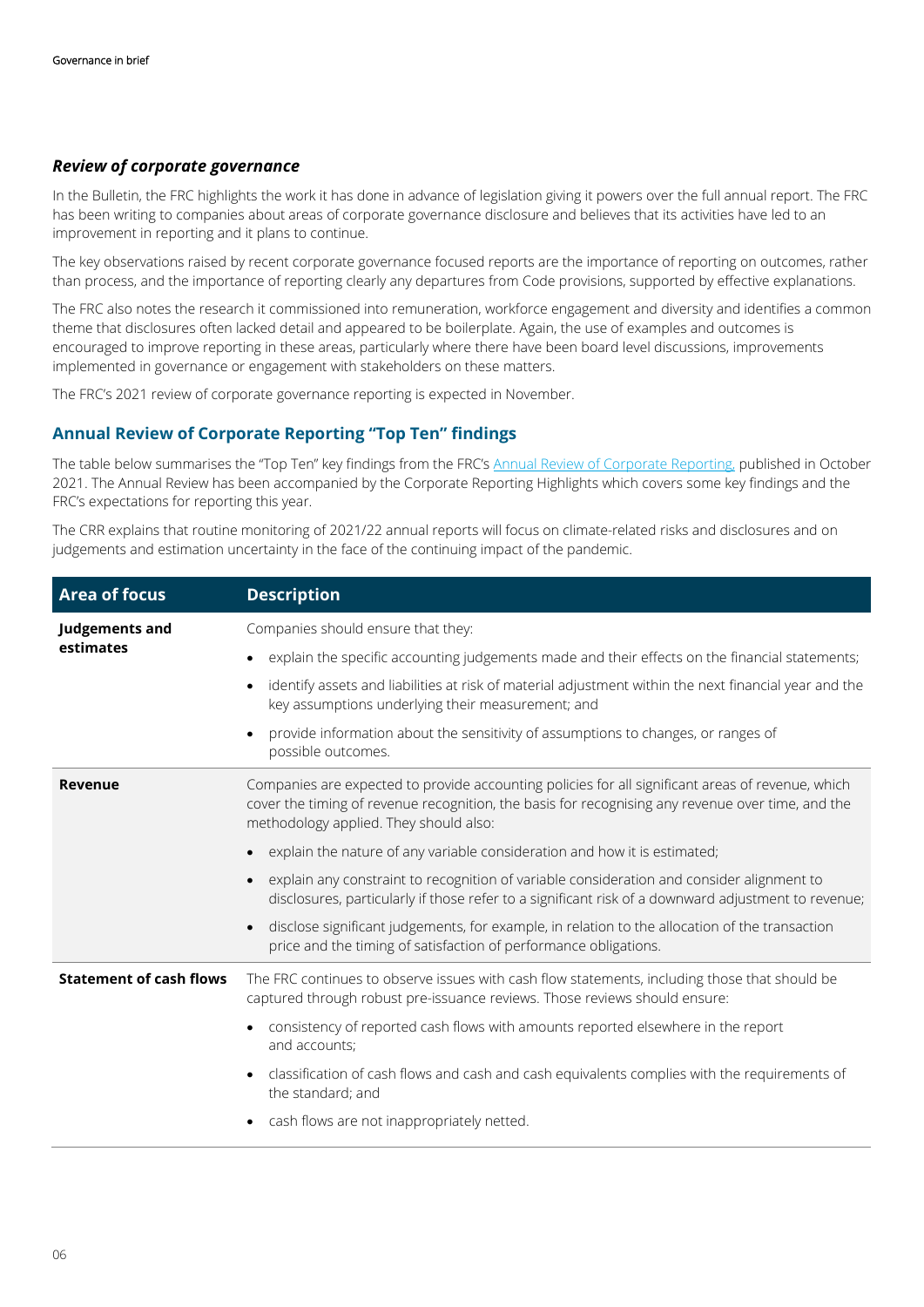### *Review of corporate governance*

In the Bulletin, the FRC highlights the work it has done in advance of legislation giving it powers over the full annual report. The FRC has been writing to companies about areas of corporate governance disclosure and believes that its activities have led to an improvement in reporting and it plans to continue.

The key observations raised by recent corporate governance focused reports are the importance of reporting on outcomes, rather than process, and the importance of reporting clearly any departures from Code provisions, supported by effective explanations.

The FRC also notes the research it commissioned into remuneration, workforce engagement and diversity and identifies a common theme that disclosures often lacked detail and appeared to be boilerplate. Again, the use of examples and outcomes is encouraged to improve reporting in these areas, particularly where there have been board level discussions, improvements implemented in governance or engagement with stakeholders on these matters.

The FRC's 2021 review of corporate governance reporting is expected in November.

### Annual Review of Corporate Reporting "Top Ten" findings

The table below summarises the "Top Ten" key findings from the FRC's Annual Review of Corporate Reporting, published in October 2021. The Annual Review has been accompanied by the Corporate Reporting Highlights which covers some key findings and the FRC's expectations for reporting this year.

The CRR explains that routine monitoring of 2021/22 annual reports will focus on climate-related risks and disclosures and on judgements and estimation uncertainty in the face of the continuing impact of the pandemic.

| Area of focus | Description |
|---|---|
| **Judgements and estimates** | Companies should ensure that they:<br>• explain the specific accounting judgements made and their effects on the financial statements;<br>• identify assets and liabilities at risk of material adjustment within the next financial year and the key assumptions underlying their measurement; and<br>• provide information about the sensitivity of assumptions to changes, or ranges of possible outcomes. |
| **Revenue** | Companies are expected to provide accounting policies for all significant areas of revenue, which cover the timing of revenue recognition, the basis for recognising any revenue over time, and the methodology applied. They should also:<br>• explain the nature of any variable consideration and how it is estimated;<br>• explain any constraint to recognition of variable consideration and consider alignment to disclosures, particularly if those refer to a significant risk of a downward adjustment to revenue;<br>• disclose significant judgements, for example, in relation to the allocation of the transaction price and the timing of satisfaction of performance obligations. |
| **Statement of cash flows** | The FRC continues to observe issues with cash flow statements, including those that should be captured through robust pre-issuance reviews. Those reviews should ensure:<br>• consistency of reported cash flows with amounts reported elsewhere in the report and accounts;<br>• classification of cash flows and cash and cash equivalents complies with the requirements of the standard; and<br>• cash flows are not inappropriately netted. |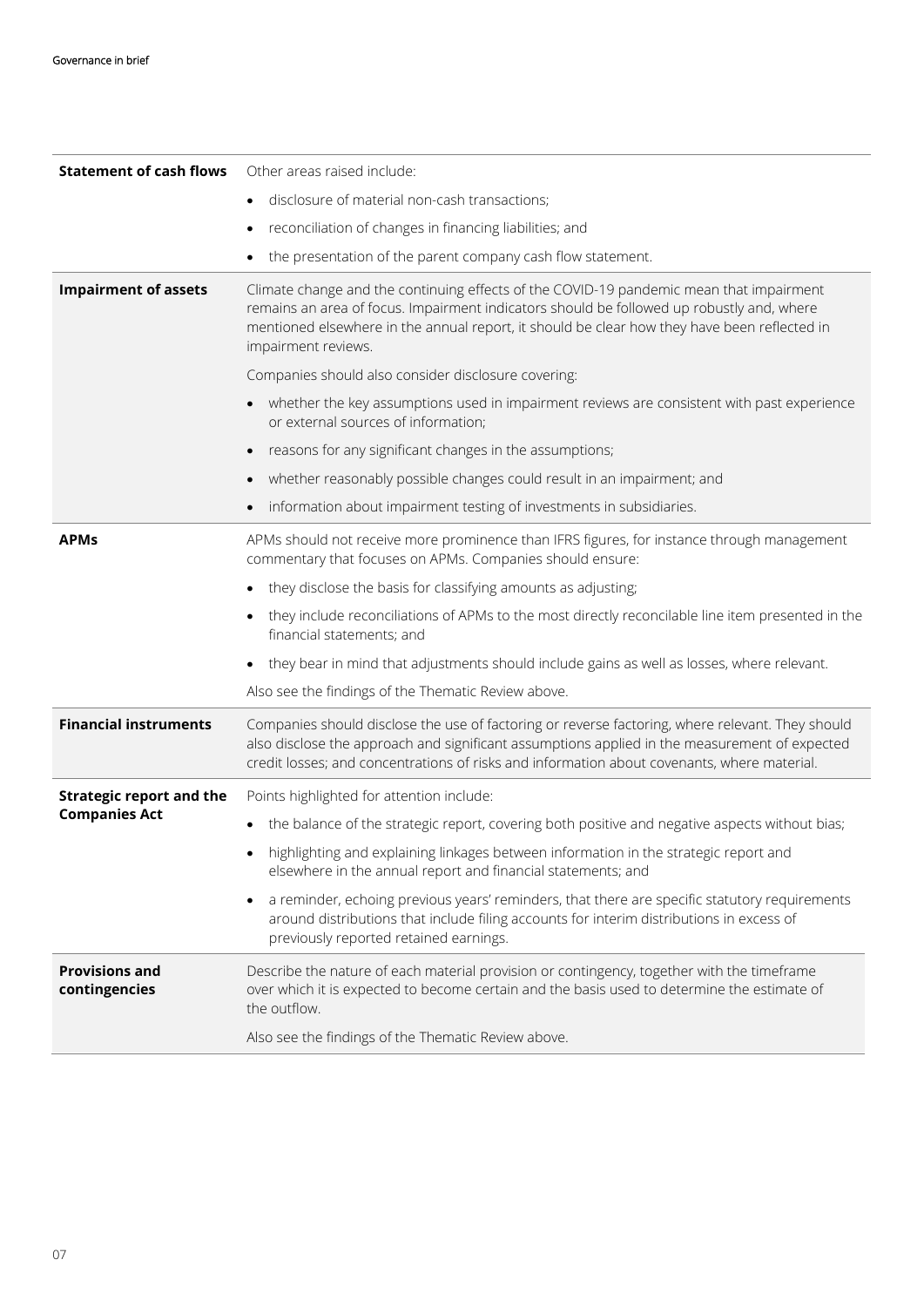| | |
|---|---|
| **Statement of cash flows** | Other areas raised include:<br>• disclosure of material non-cash transactions;<br>• reconciliation of changes in financing liabilities; and<br>• the presentation of the parent company cash flow statement. |
| **Impairment of assets** | Climate change and the continuing effects of the COVID-19 pandemic mean that impairment remains an area of focus. Impairment indicators should be followed up robustly and, where mentioned elsewhere in the annual report, it should be clear how they have been reflected in impairment reviews.<br>Companies should also consider disclosure covering:<br>• whether the key assumptions used in impairment reviews are consistent with past experience or external sources of information;<br>• reasons for any significant changes in the assumptions;<br>• whether reasonably possible changes could result in an impairment; and<br>• information about impairment testing of investments in subsidiaries. |
| **APMs** | APMs should not receive more prominence than IFRS figures, for instance through management commentary that focuses on APMs. Companies should ensure:<br>• they disclose the basis for classifying amounts as adjusting;<br>• they include reconciliations of APMs to the most directly reconcilable line item presented in the financial statements; and<br>• they bear in mind that adjustments should include gains as well as losses, where relevant.<br>Also see the findings of the Thematic Review above. |
| **Financial instruments** | Companies should disclose the use of factoring or reverse factoring, where relevant. They should also disclose the approach and significant assumptions applied in the measurement of expected credit losses; and concentrations of risks and information about covenants, where material. |
| **Strategic report and the Companies Act** | Points highlighted for attention include:<br>• the balance of the strategic report, covering both positive and negative aspects without bias;<br>• highlighting and explaining linkages between information in the strategic report and elsewhere in the annual report and financial statements; and<br>• a reminder, echoing previous years' reminders, that there are specific statutory requirements around distributions that include filing accounts for interim distributions in excess of previously reported retained earnings. |
| **Provisions and contingencies** | Describe the nature of each material provision or contingency, together with the timeframe over which it is expected to become certain and the basis used to determine the estimate of the outflow.<br>Also see the findings of the Thematic Review above. |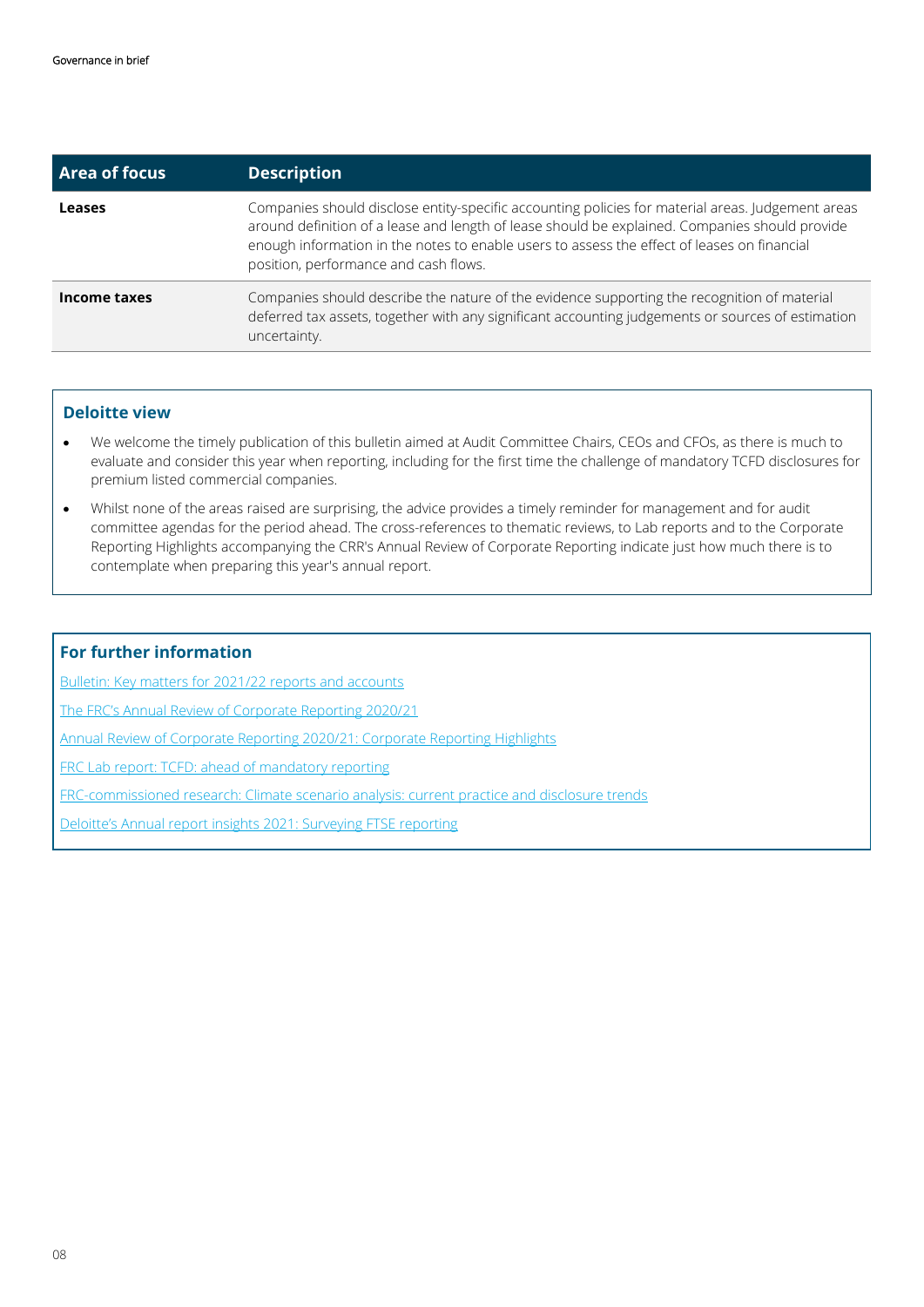| Area of focus | Description |
|---|---|
| **Leases** | Companies should disclose entity-specific accounting policies for material areas. Judgement areas around definition of a lease and length of lease should be explained. Companies should provide enough information in the notes to enable users to assess the effect of leases on financial position, performance and cash flows. |
| **Income taxes** | Companies should describe the nature of the evidence supporting the recognition of material deferred tax assets, together with any significant accounting judgements or sources of estimation uncertainty. |

### Deloitte view

- We welcome the timely publication of this bulletin aimed at Audit Committee Chairs, CEOs and CFOs, as there is much to evaluate and consider this year when reporting, including for the first time the challenge of mandatory TCFD disclosures for premium listed commercial companies.
- Whilst none of the areas raised are surprising, the advice provides a timely reminder for management and for audit committee agendas for the period ahead. The cross-references to thematic reviews, to Lab reports and to the Corporate Reporting Highlights accompanying the CRR's Annual Review of Corporate Reporting indicate just how much there is to contemplate when preparing this year's annual report.

### For further information

Bulletin: Key matters for 2021/22 reports and accounts

The FRC's Annual Review of Corporate Reporting 2020/21

Annual Review of Corporate Reporting 2020/21: Corporate Reporting Highlights

FRC Lab report: TCFD: ahead of mandatory reporting

FRC-commissioned research: Climate scenario analysis: current practice and disclosure trends

Deloitte's Annual report insights 2021: Surveying FTSE reporting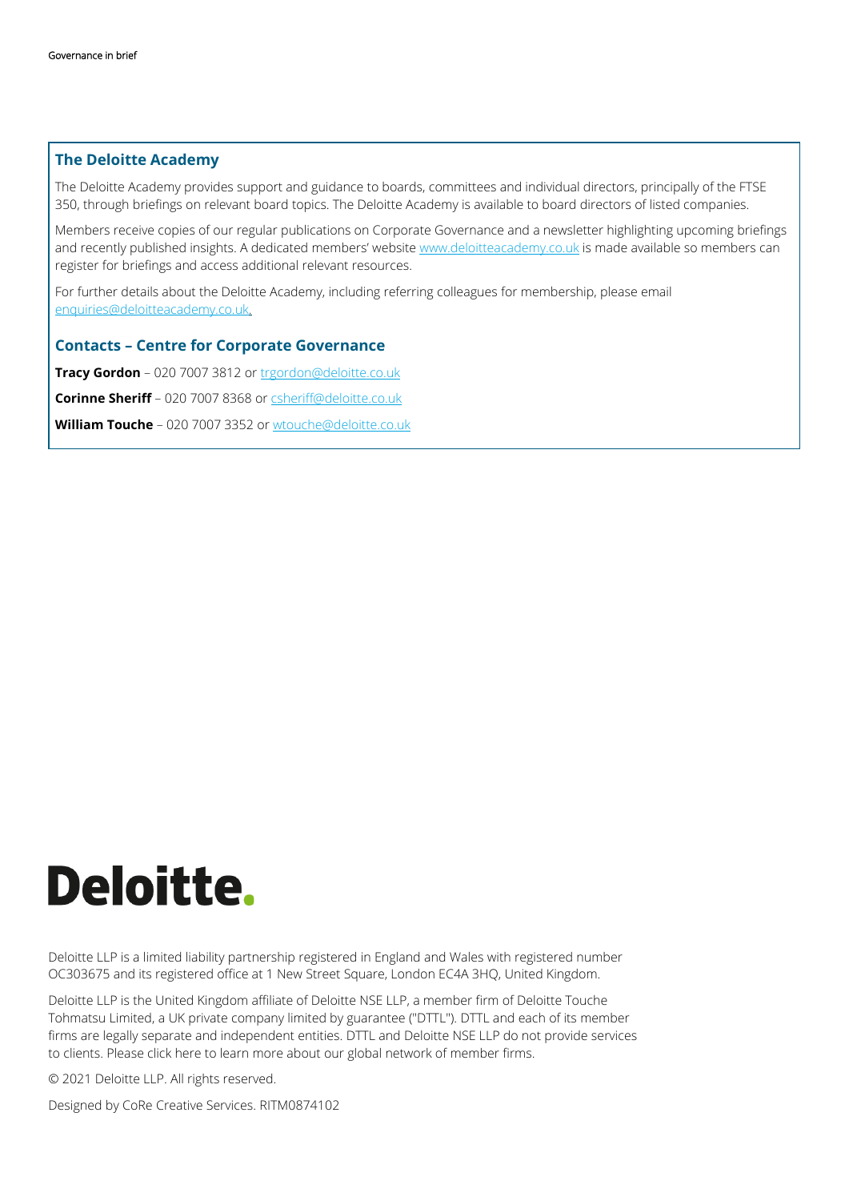## The Deloitte Academy

The Deloitte Academy provides support and guidance to boards, committees and individual directors, principally of the FTSE 350, through briefings on relevant board topics. The Deloitte Academy is available to board directors of listed companies.

Members receive copies of our regular publications on Corporate Governance and a newsletter highlighting upcoming briefings and recently published insights. A dedicated members' website www.deloitteacademy.co.uk is made available so members can register for briefings and access additional relevant resources.

For further details about the Deloitte Academy, including referring colleagues for membership, please email enquiries@deloitteacademy.co.uk.

## Contacts – Centre for Corporate Governance

**Tracy Gordon** – 020 7007 3812 or trgordon@deloitte.co.uk

**Corinne Sheriff** – 020 7007 8368 or csheriff@deloitte.co.uk

**William Touche** – 020 7007 3352 or wtouche@deloitte.co.uk

Deloitte.

Deloitte LLP is a limited liability partnership registered in England and Wales with registered number OC303675 and its registered office at 1 New Street Square, London EC4A 3HQ, United Kingdom.

Deloitte LLP is the United Kingdom affiliate of Deloitte NSE LLP, a member firm of Deloitte Touche Tohmatsu Limited, a UK private company limited by guarantee ("DTTL"). DTTL and each of its member firms are legally separate and independent entities. DTTL and Deloitte NSE LLP do not provide services to clients. Please click here to learn more about our global network of member firms.

© 2021 Deloitte LLP. All rights reserved.

Designed by CoRe Creative Services. RITM0874102